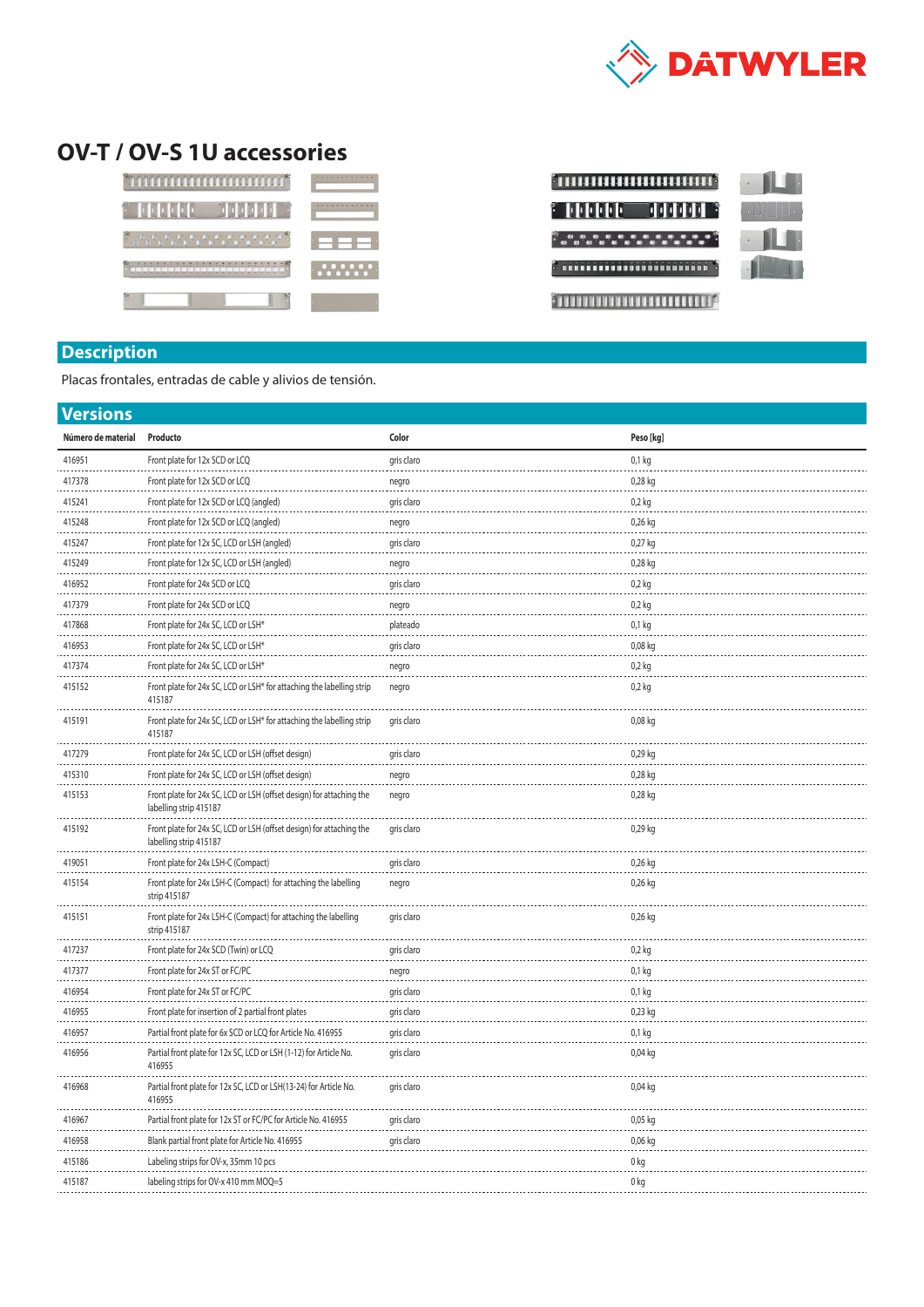# OV-T / OV-S 1U accessories

## Description

Placas frontales, entradas de cable y alivios de tensión.

## Versions

| Número de material | Producto | Color | Peso [kg] |
|---|---|---|---|
| 416951 | Front plate for 12x SCD or LCQ | gris claro | 0,1 kg |
| 417378 | Front plate for 12x SCD or LCQ | negro | 0,28 kg |
| 415241 | Front plate for 12x SCD or LCQ (angled) | gris claro | 0,2 kg |
| 415248 | Front plate for 12x SCD or LCQ (angled) | negro | 0,26 kg |
| 415247 | Front plate for 12x SC, LCD or LSH (angled) | gris claro | 0,27 kg |
| 415249 | Front plate for 12x SC, LCD or LSH (angled) | negro | 0,28 kg |
| 416952 | Front plate for 24x SCD or LCQ | gris claro | 0,2 kg |
| 417379 | Front plate for 24x SCD or LCQ | negro | 0,2 kg |
| 417868 | Front plate for 24x SC, LCD or LSH* | plateado | 0,1 kg |
| 416953 | Front plate for 24x SC, LCD or LSH* | gris claro | 0,08 kg |
| 417374 | Front plate for 24x SC, LCD or LSH* | negro | 0,2 kg |
| 415152 | Front plate for 24x SC, LCD or LSH* for attaching the labelling strip 415187 | negro | 0,2 kg |
| 415191 | Front plate for 24x SC, LCD or LSH* for attaching the labelling strip 415187 | gris claro | 0,08 kg |
| 417279 | Front plate for 24x SC, LCD or LSH (offset design) | gris claro | 0,29 kg |
| 415310 | Front plate for 24x SC, LCD or LSH (offset design) | negro | 0,28 kg |
| 415153 | Front plate for 24x SC, LCD or LSH (offset design) for attaching the labelling strip 415187 | negro | 0,28 kg |
| 415192 | Front plate for 24x SC, LCD or LSH (offset design) for attaching the labelling strip 415187 | gris claro | 0,29 kg |
| 419051 | Front plate for 24x LSH-C (Compact) | gris claro | 0,26 kg |
| 415154 | Front plate for 24x LSH-C (Compact) for attaching the labelling strip 415187 | negro | 0,26 kg |
| 415151 | Front plate for 24x LSH-C (Compact) for attaching the labelling strip 415187 | gris claro | 0,26 kg |
| 417237 | Front plate for 24x SCD (Twin) or LCQ | gris claro | 0,2 kg |
| 417377 | Front plate for 24x ST or FC/PC | negro | 0,1 kg |
| 416954 | Front plate for 24x ST or FC/PC | gris claro | 0,1 kg |
| 416955 | Front plate for insertion of 2 partial front plates | gris claro | 0,23 kg |
| 416957 | Partial front plate for 6x SCD or LCQ for Article No. 416955 | gris claro | 0,1 kg |
| 416956 | Partial front plate for 12x SC, LCD or LSH (1-12) for Article No. 416955 | gris claro | 0,04 kg |
| 416968 | Partial front plate for 12x SC, LCD or LSH(13-24) for Article No. 416955 | gris claro | 0,04 kg |
| 416967 | Partial front plate for 12x ST or FC/PC for Article No. 416955 | gris claro | 0,05 kg |
| 416958 | Blank partial front plate for Article No. 416955 | gris claro | 0,06 kg |
| 415186 | Labeling strips for OV-x, 35mm 10 pcs | | 0 kg |
| 415187 | labeling strips for OV-x 410 mm MOQ=5 | | 0 kg |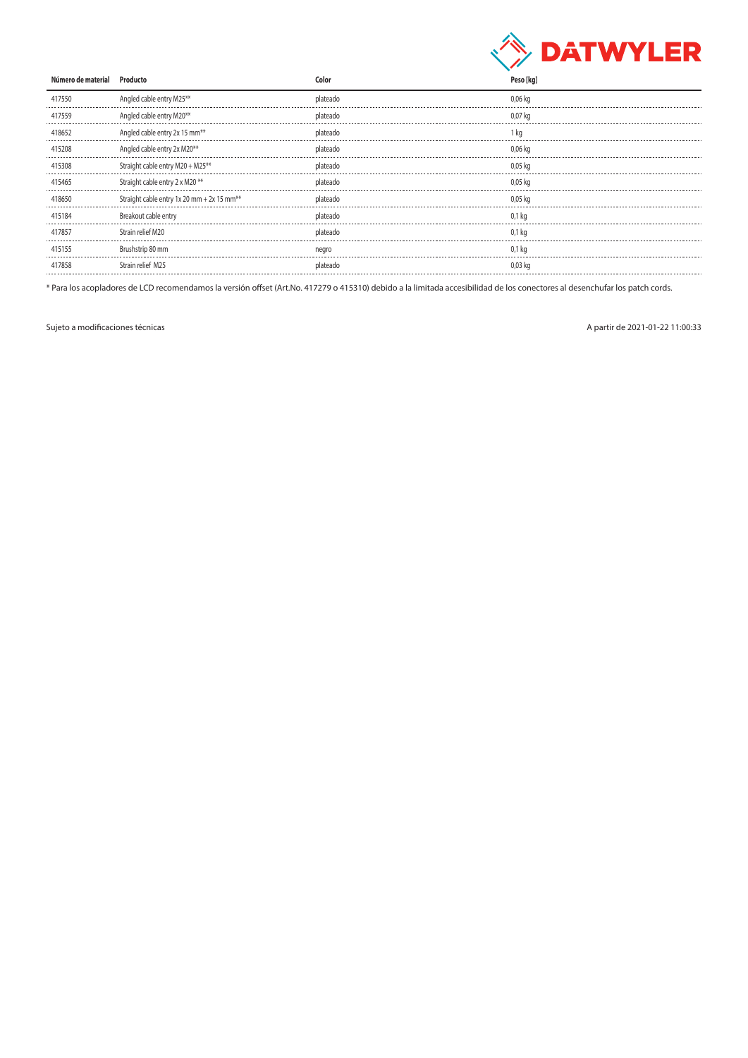| Número de material | Producto | Color | Peso [kg] |
| --- | --- | --- | --- |
| 417550 | Angled cable entry M25** | plateado | 0,06 kg |
| 417559 | Angled cable entry M20** | plateado | 0,07 kg |
| 418652 | Angled cable entry 2x 15 mm** | plateado | 1 kg |
| 415208 | Angled cable entry 2x M20** | plateado | 0,06 kg |
| 415308 | Straight cable entry M20 + M25** | plateado | 0,05 kg |
| 415465 | Straight cable entry 2 x M20 ** | plateado | 0,05 kg |
| 418650 | Straight cable entry 1x 20 mm + 2x 15 mm** | plateado | 0,05 kg |
| 415184 | Breakout cable entry | plateado | 0,1 kg |
| 417857 | Strain relief M20 | plateado | 0,1 kg |
| 415155 | Brushstrip 80 mm | negro | 0,1 kg |
| 417858 | Strain relief M25 | plateado | 0,03 kg |

* Para los acopladores de LCD recomendamos la versión offset (Art.No. 417279 o 415310) debido a la limitada accesibilidad de los conectores al desenchufar los patch cords.

Sujeto a modificaciones técnicas

A partir de 2021-01-22 11:00:33